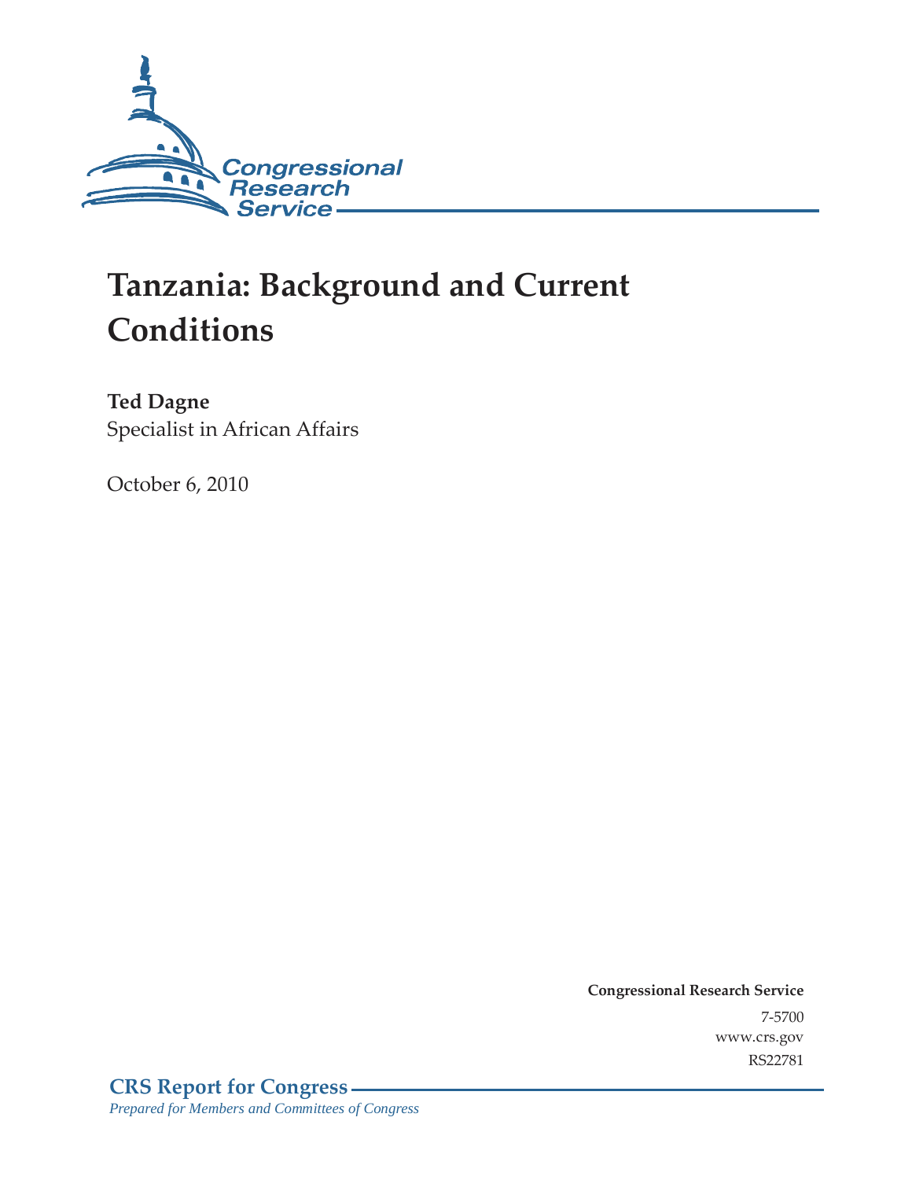Congressional Research Service

# Tanzania: Background and Current Conditions

**Ted Dagne**
Specialist in African Affairs

October 6, 2010

**Congressional Research Service**
7-5700
www.crs.gov
RS22781

**CRS Report for Congress**
*Prepared for Members and Committees of Congress*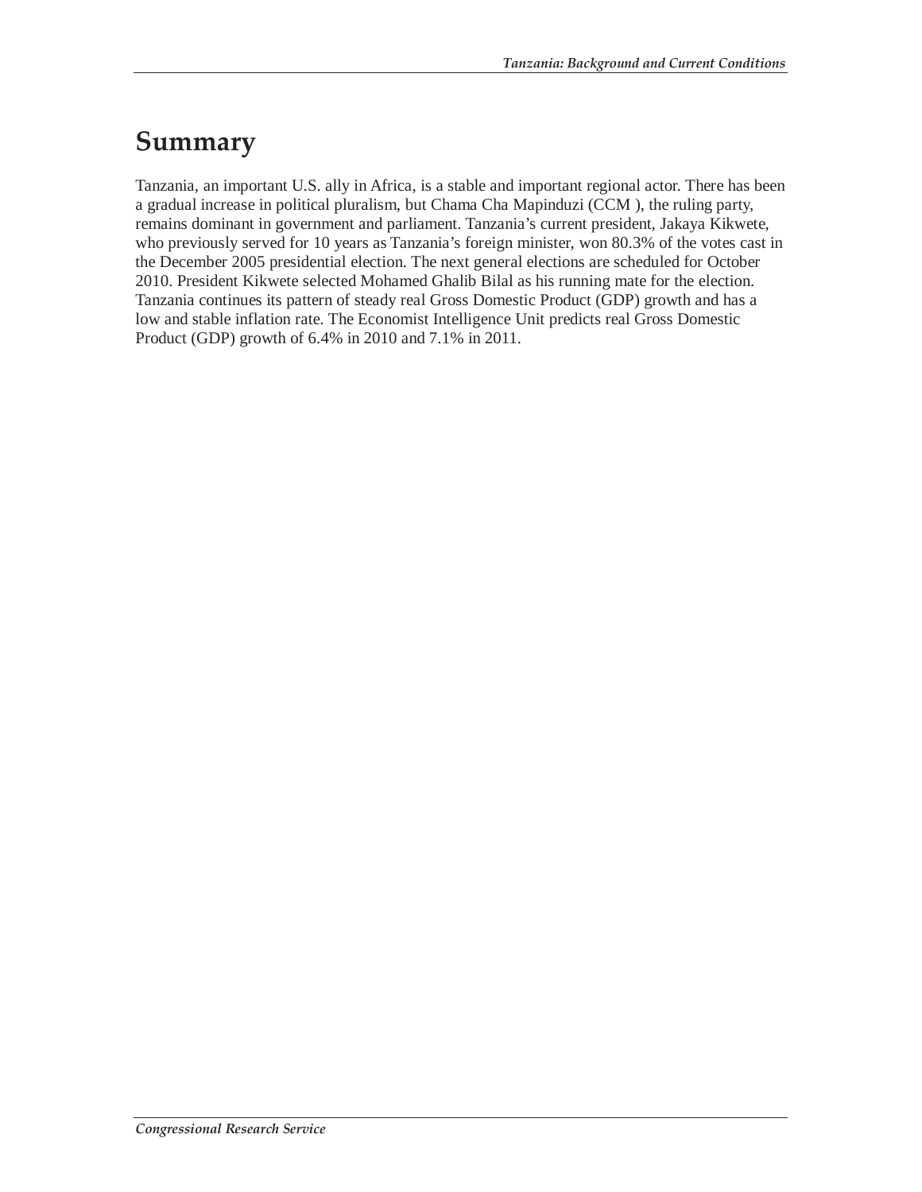# Summary

Tanzania, an important U.S. ally in Africa, is a stable and important regional actor. There has been a gradual increase in political pluralism, but Chama Cha Mapinduzi (CCM ), the ruling party, remains dominant in government and parliament. Tanzania's current president, Jakaya Kikwete, who previously served for 10 years as Tanzania's foreign minister, won 80.3% of the votes cast in the December 2005 presidential election. The next general elections are scheduled for October 2010. President Kikwete selected Mohamed Ghalib Bilal as his running mate for the election. Tanzania continues its pattern of steady real Gross Domestic Product (GDP) growth and has a low and stable inflation rate. The Economist Intelligence Unit predicts real Gross Domestic Product (GDP) growth of 6.4% in 2010 and 7.1% in 2011.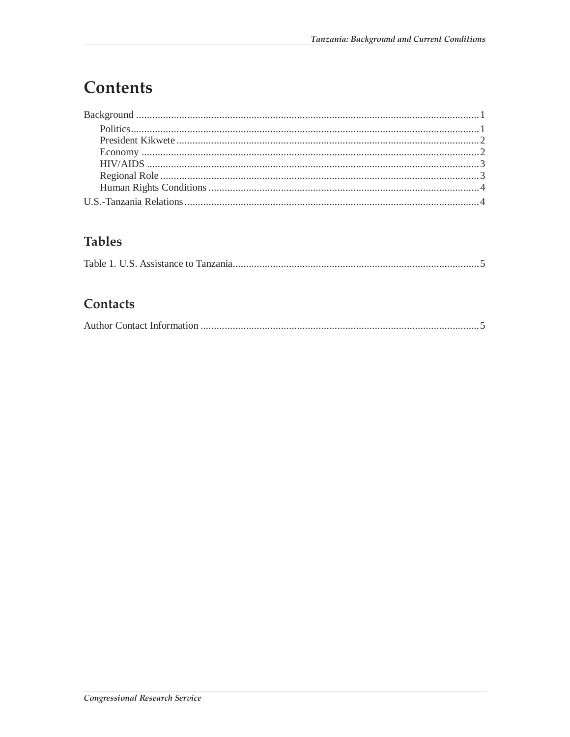# Contents

Background ............................................................................................................................1
- Politics...............................................................................................................................1
- President Kikwete ..............................................................................................................2
- Economy ............................................................................................................................2
- HIV/AIDS ..........................................................................................................................3
- Regional Role .....................................................................................................................3
- Human Rights Conditions ..................................................................................................4

U.S.-Tanzania Relations ..........................................................................................................4

## Tables

Table 1. U.S. Assistance to Tanzania.........................................................................................5

## Contacts

Author Contact Information .....................................................................................................5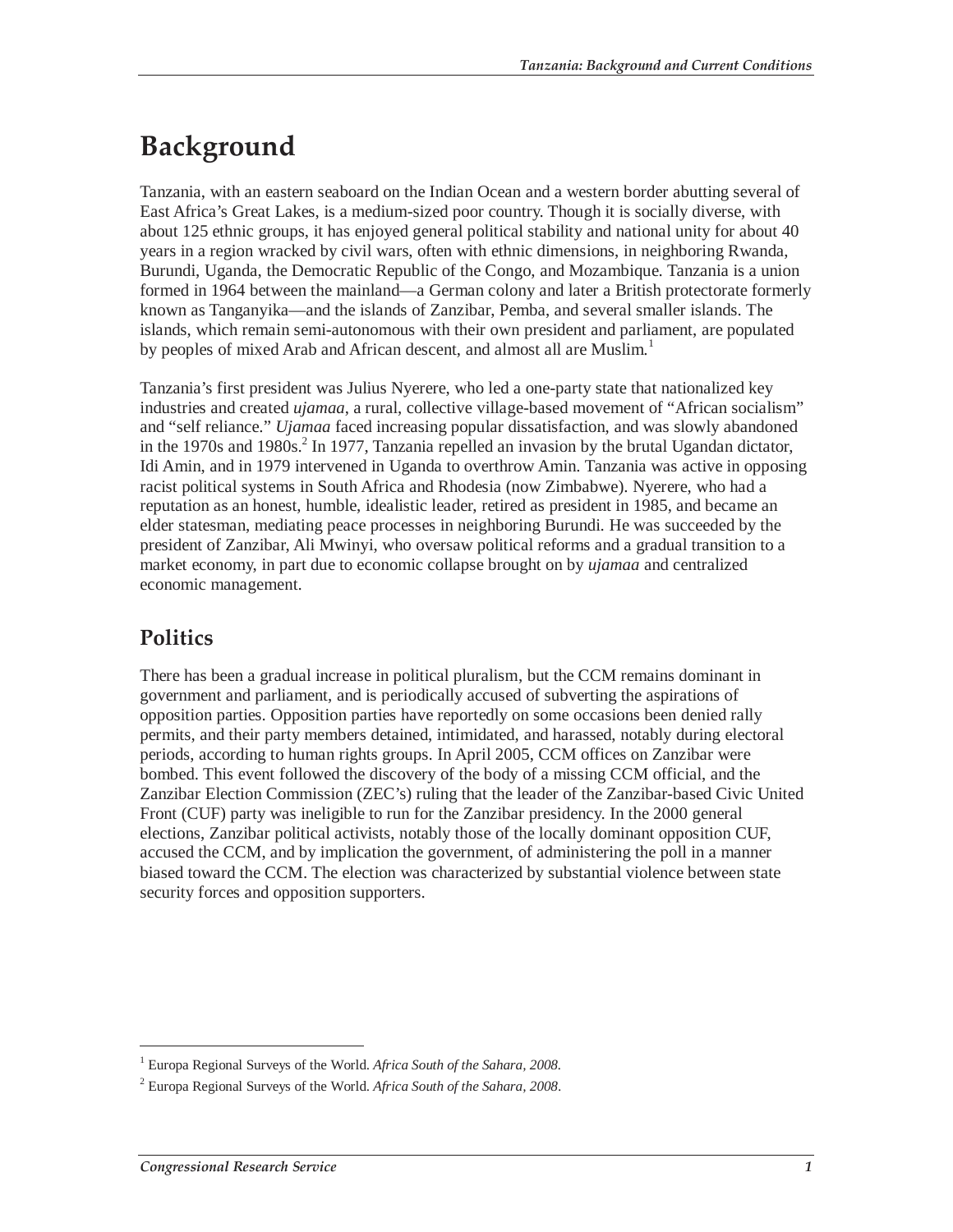# Background

Tanzania, with an eastern seaboard on the Indian Ocean and a western border abutting several of East Africa's Great Lakes, is a medium-sized poor country. Though it is socially diverse, with about 125 ethnic groups, it has enjoyed general political stability and national unity for about 40 years in a region wracked by civil wars, often with ethnic dimensions, in neighboring Rwanda, Burundi, Uganda, the Democratic Republic of the Congo, and Mozambique. Tanzania is a union formed in 1964 between the mainland—a German colony and later a British protectorate formerly known as Tanganyika—and the islands of Zanzibar, Pemba, and several smaller islands. The islands, which remain semi-autonomous with their own president and parliament, are populated by peoples of mixed Arab and African descent, and almost all are Muslim.[1]

Tanzania's first president was Julius Nyerere, who led a one-party state that nationalized key industries and created *ujamaa*, a rural, collective village-based movement of "African socialism" and "self reliance." *Ujamaa* faced increasing popular dissatisfaction, and was slowly abandoned in the 1970s and 1980s.[2] In 1977, Tanzania repelled an invasion by the brutal Ugandan dictator, Idi Amin, and in 1979 intervened in Uganda to overthrow Amin. Tanzania was active in opposing racist political systems in South Africa and Rhodesia (now Zimbabwe). Nyerere, who had a reputation as an honest, humble, idealistic leader, retired as president in 1985, and became an elder statesman, mediating peace processes in neighboring Burundi. He was succeeded by the president of Zanzibar, Ali Mwinyi, who oversaw political reforms and a gradual transition to a market economy, in part due to economic collapse brought on by *ujamaa* and centralized economic management.

## Politics

There has been a gradual increase in political pluralism, but the CCM remains dominant in government and parliament, and is periodically accused of subverting the aspirations of opposition parties. Opposition parties have reportedly on some occasions been denied rally permits, and their party members detained, intimidated, and harassed, notably during electoral periods, according to human rights groups. In April 2005, CCM offices on Zanzibar were bombed. This event followed the discovery of the body of a missing CCM official, and the Zanzibar Election Commission (ZEC's) ruling that the leader of the Zanzibar-based Civic United Front (CUF) party was ineligible to run for the Zanzibar presidency. In the 2000 general elections, Zanzibar political activists, notably those of the locally dominant opposition CUF, accused the CCM, and by implication the government, of administering the poll in a manner biased toward the CCM. The election was characterized by substantial violence between state security forces and opposition supporters.

---

[1] Europa Regional Surveys of the World. *Africa South of the Sahara, 2008*.

[2] Europa Regional Surveys of the World. *Africa South of the Sahara, 2008*.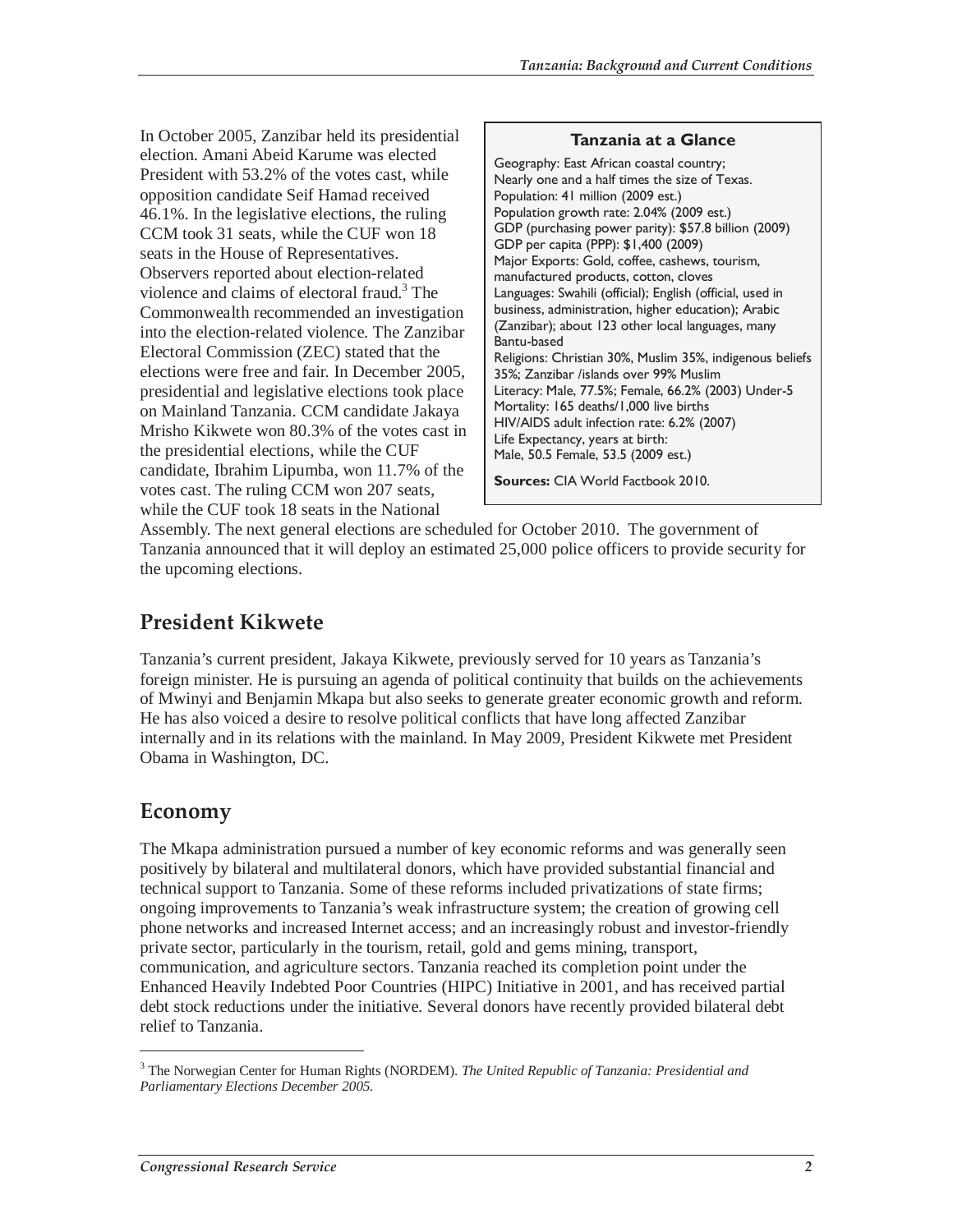In October 2005, Zanzibar held its presidential election. Amani Abeid Karume was elected President with 53.2% of the votes cast, while opposition candidate Seif Hamad received 46.1%. In the legislative elections, the ruling CCM took 31 seats, while the CUF won 18 seats in the House of Representatives. Observers reported about election-related violence and claims of electoral fraud.[3] The Commonwealth recommended an investigation into the election-related violence. The Zanzibar Electoral Commission (ZEC) stated that the elections were free and fair. In December 2005, presidential and legislative elections took place on Mainland Tanzania. CCM candidate Jakaya Mrisho Kikwete won 80.3% of the votes cast in the presidential elections, while the CUF candidate, Ibrahim Lipumba, won 11.7% of the votes cast. The ruling CCM won 207 seats, while the CUF took 18 seats in the National Assembly. The next general elections are scheduled for October 2010. The government of Tanzania announced that it will deploy an estimated 25,000 police officers to provide security for the upcoming elections.

> **Tanzania at a Glance**
>
> Geography: East African coastal country; Nearly one and a half times the size of Texas.
> Population: 41 million (2009 est.)
> Population growth rate: 2.04% (2009 est.)
> GDP (purchasing power parity): $57.8 billion (2009)
> GDP per capita (PPP): $1,400 (2009)
> Major Exports: Gold, coffee, cashews, tourism, manufactured products, cotton, cloves
> Languages: Swahili (official); English (official, used in business, administration, higher education); Arabic (Zanzibar); about 123 other local languages, many Bantu-based
> Religions: Christian 30%, Muslim 35%, indigenous beliefs 35%; Zanzibar /islands over 99% Muslim
> Literacy: Male, 77.5%; Female, 66.2% (2003) Under-5 Mortality: 165 deaths/1,000 live births
> HIV/AIDS adult infection rate: 6.2% (2007)
> Life Expectancy, years at birth: Male, 50.5 Female, 53.5 (2009 est.)
>
> **Sources:** CIA World Factbook 2010.

## President Kikwete

Tanzania's current president, Jakaya Kikwete, previously served for 10 years as Tanzania's foreign minister. He is pursuing an agenda of political continuity that builds on the achievements of Mwinyi and Benjamin Mkapa but also seeks to generate greater economic growth and reform. He has also voiced a desire to resolve political conflicts that have long affected Zanzibar internally and in its relations with the mainland. In May 2009, President Kikwete met President Obama in Washington, DC.

## Economy

The Mkapa administration pursued a number of key economic reforms and was generally seen positively by bilateral and multilateral donors, which have provided substantial financial and technical support to Tanzania. Some of these reforms included privatizations of state firms; ongoing improvements to Tanzania's weak infrastructure system; the creation of growing cell phone networks and increased Internet access; and an increasingly robust and investor-friendly private sector, particularly in the tourism, retail, gold and gems mining, transport, communication, and agriculture sectors. Tanzania reached its completion point under the Enhanced Heavily Indebted Poor Countries (HIPC) Initiative in 2001, and has received partial debt stock reductions under the initiative. Several donors have recently provided bilateral debt relief to Tanzania.

---

[3] The Norwegian Center for Human Rights (NORDEM). *The United Republic of Tanzania: Presidential and Parliamentary Elections December 2005.*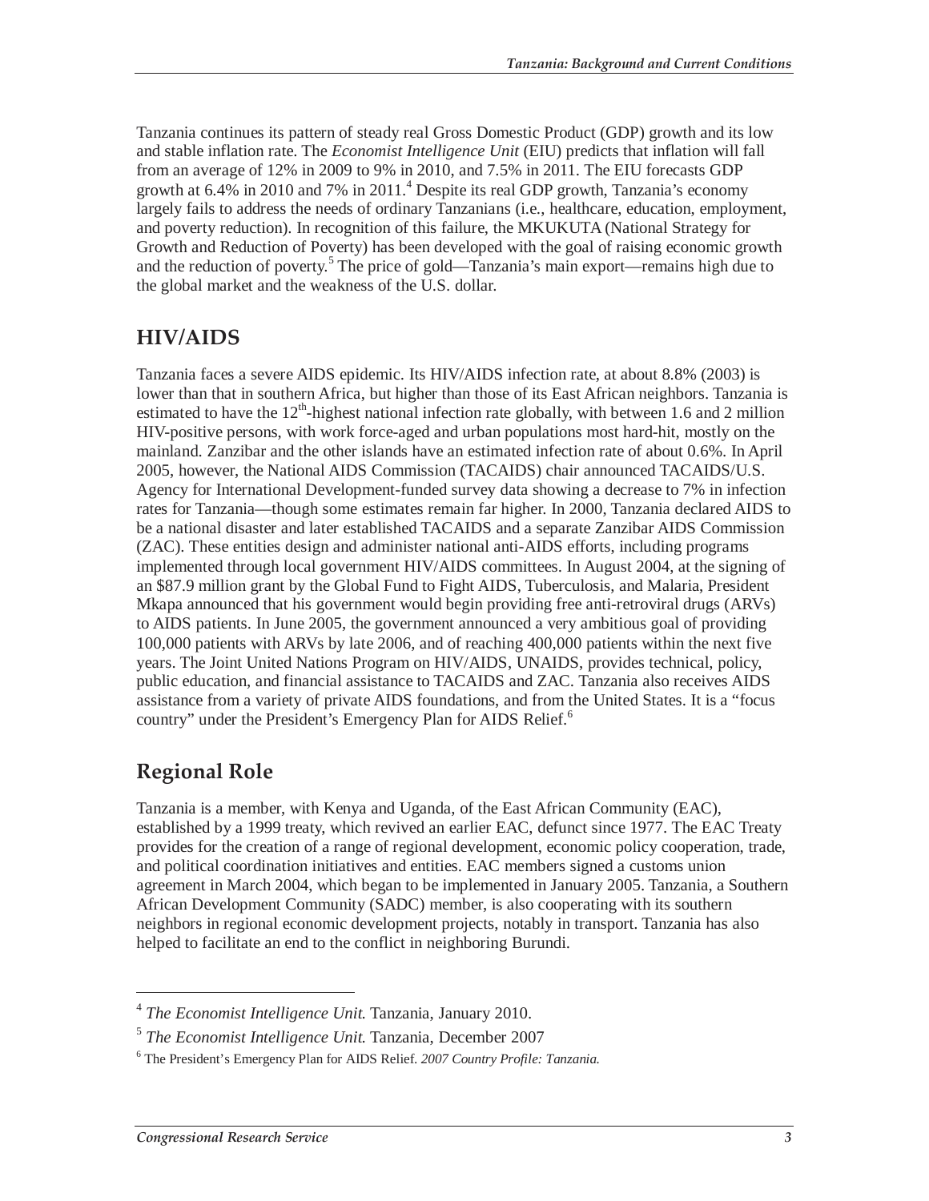Tanzania continues its pattern of steady real Gross Domestic Product (GDP) growth and its low and stable inflation rate. The *Economist Intelligence Unit* (EIU) predicts that inflation will fall from an average of 12% in 2009 to 9% in 2010, and 7.5% in 2011. The EIU forecasts GDP growth at 6.4% in 2010 and 7% in 2011.[4] Despite its real GDP growth, Tanzania's economy largely fails to address the needs of ordinary Tanzanians (i.e., healthcare, education, employment, and poverty reduction). In recognition of this failure, the MKUKUTA (National Strategy for Growth and Reduction of Poverty) has been developed with the goal of raising economic growth and the reduction of poverty.[5] The price of gold—Tanzania's main export—remains high due to the global market and the weakness of the U.S. dollar.

## HIV/AIDS

Tanzania faces a severe AIDS epidemic. Its HIV/AIDS infection rate, at about 8.8% (2003) is lower than that in southern Africa, but higher than those of its East African neighbors. Tanzania is estimated to have the 12th-highest national infection rate globally, with between 1.6 and 2 million HIV-positive persons, with work force-aged and urban populations most hard-hit, mostly on the mainland. Zanzibar and the other islands have an estimated infection rate of about 0.6%. In April 2005, however, the National AIDS Commission (TACAIDS) chair announced TACAIDS/U.S. Agency for International Development-funded survey data showing a decrease to 7% in infection rates for Tanzania—though some estimates remain far higher. In 2000, Tanzania declared AIDS to be a national disaster and later established TACAIDS and a separate Zanzibar AIDS Commission (ZAC). These entities design and administer national anti-AIDS efforts, including programs implemented through local government HIV/AIDS committees. In August 2004, at the signing of an $87.9 million grant by the Global Fund to Fight AIDS, Tuberculosis, and Malaria, President Mkapa announced that his government would begin providing free anti-retroviral drugs (ARVs) to AIDS patients. In June 2005, the government announced a very ambitious goal of providing 100,000 patients with ARVs by late 2006, and of reaching 400,000 patients within the next five years. The Joint United Nations Program on HIV/AIDS, UNAIDS, provides technical, policy, public education, and financial assistance to TACAIDS and ZAC. Tanzania also receives AIDS assistance from a variety of private AIDS foundations, and from the United States. It is a "focus country" under the President's Emergency Plan for AIDS Relief.[6]

## Regional Role

Tanzania is a member, with Kenya and Uganda, of the East African Community (EAC), established by a 1999 treaty, which revived an earlier EAC, defunct since 1977. The EAC Treaty provides for the creation of a range of regional development, economic policy cooperation, trade, and political coordination initiatives and entities. EAC members signed a customs union agreement in March 2004, which began to be implemented in January 2005. Tanzania, a Southern African Development Community (SADC) member, is also cooperating with its southern neighbors in regional economic development projects, notably in transport. Tanzania has also helped to facilitate an end to the conflict in neighboring Burundi.

---

[4] *The Economist Intelligence Unit*. Tanzania, January 2010.

[5] *The Economist Intelligence Unit*. Tanzania, December 2007

[6] The President's Emergency Plan for AIDS Relief. *2007 Country Profile: Tanzania.*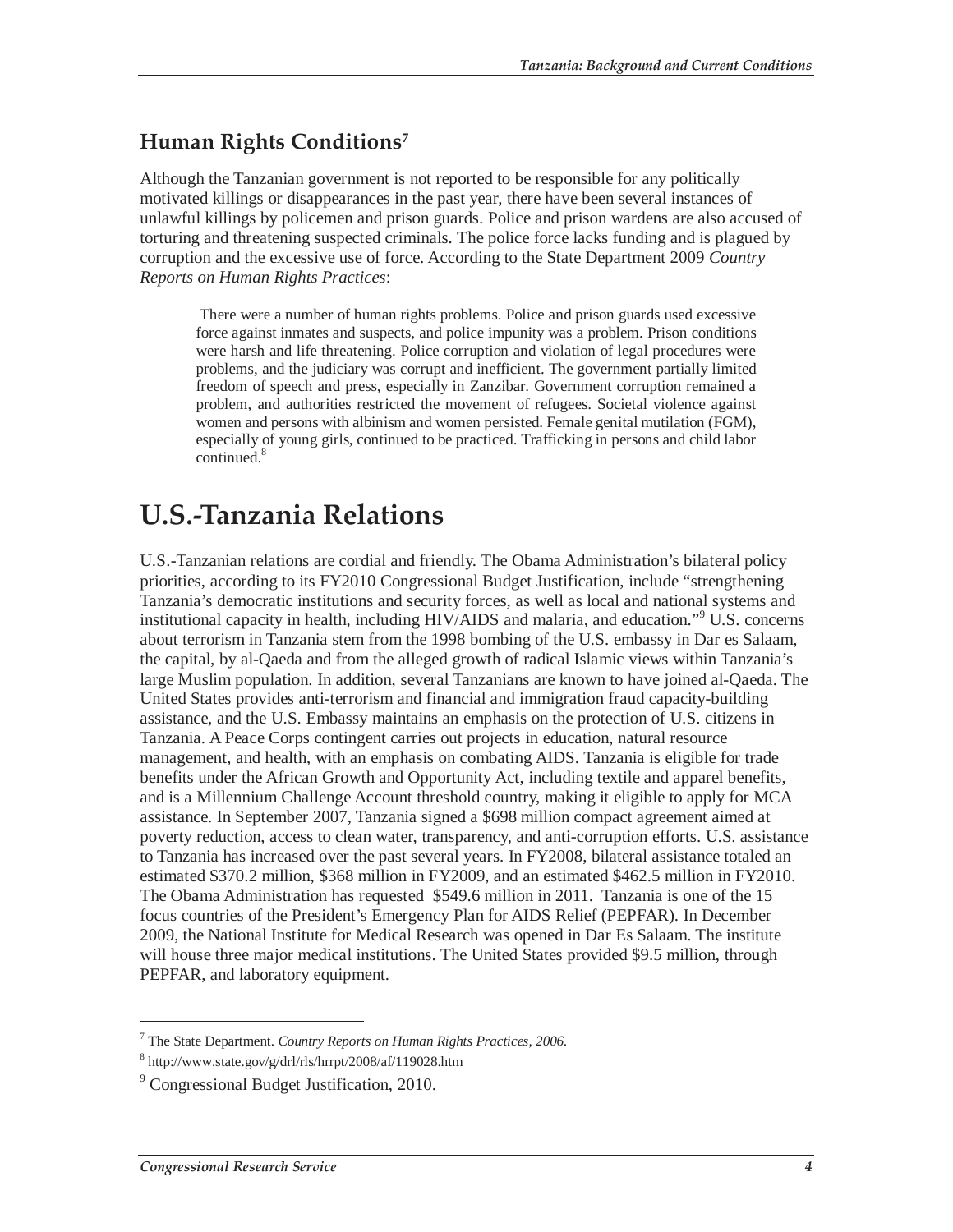## Human Rights Conditions[7]

Although the Tanzanian government is not reported to be responsible for any politically motivated killings or disappearances in the past year, there have been several instances of unlawful killings by policemen and prison guards. Police and prison wardens are also accused of torturing and threatening suspected criminals. The police force lacks funding and is plagued by corruption and the excessive use of force. According to the State Department 2009 *Country Reports on Human Rights Practices*:

> There were a number of human rights problems. Police and prison guards used excessive force against inmates and suspects, and police impunity was a problem. Prison conditions were harsh and life threatening. Police corruption and violation of legal procedures were problems, and the judiciary was corrupt and inefficient. The government partially limited freedom of speech and press, especially in Zanzibar. Government corruption remained a problem, and authorities restricted the movement of refugees. Societal violence against women and persons with albinism and women persisted. Female genital mutilation (FGM), especially of young girls, continued to be practiced. Trafficking in persons and child labor continued.[8]

# U.S.-Tanzania Relations

U.S.-Tanzanian relations are cordial and friendly. The Obama Administration's bilateral policy priorities, according to its FY2010 Congressional Budget Justification, include "strengthening Tanzania's democratic institutions and security forces, as well as local and national systems and institutional capacity in health, including HIV/AIDS and malaria, and education."[9] U.S. concerns about terrorism in Tanzania stem from the 1998 bombing of the U.S. embassy in Dar es Salaam, the capital, by al-Qaeda and from the alleged growth of radical Islamic views within Tanzania's large Muslim population. In addition, several Tanzanians are known to have joined al-Qaeda. The United States provides anti-terrorism and financial and immigration fraud capacity-building assistance, and the U.S. Embassy maintains an emphasis on the protection of U.S. citizens in Tanzania. A Peace Corps contingent carries out projects in education, natural resource management, and health, with an emphasis on combating AIDS. Tanzania is eligible for trade benefits under the African Growth and Opportunity Act, including textile and apparel benefits, and is a Millennium Challenge Account threshold country, making it eligible to apply for MCA assistance. In September 2007, Tanzania signed a $698 million compact agreement aimed at poverty reduction, access to clean water, transparency, and anti-corruption efforts. U.S. assistance to Tanzania has increased over the past several years. In FY2008, bilateral assistance totaled an estimated $370.2 million, $368 million in FY2009, and an estimated $462.5 million in FY2010. The Obama Administration has requested $549.6 million in 2011. Tanzania is one of the 15 focus countries of the President's Emergency Plan for AIDS Relief (PEPFAR). In December 2009, the National Institute for Medical Research was opened in Dar Es Salaam. The institute will house three major medical institutions. The United States provided $9.5 million, through PEPFAR, and laboratory equipment.

---

[7] The State Department. *Country Reports on Human Rights Practices, 2006.*

[8] http://www.state.gov/g/drl/rls/hrrpt/2008/af/119028.htm

[9] Congressional Budget Justification, 2010.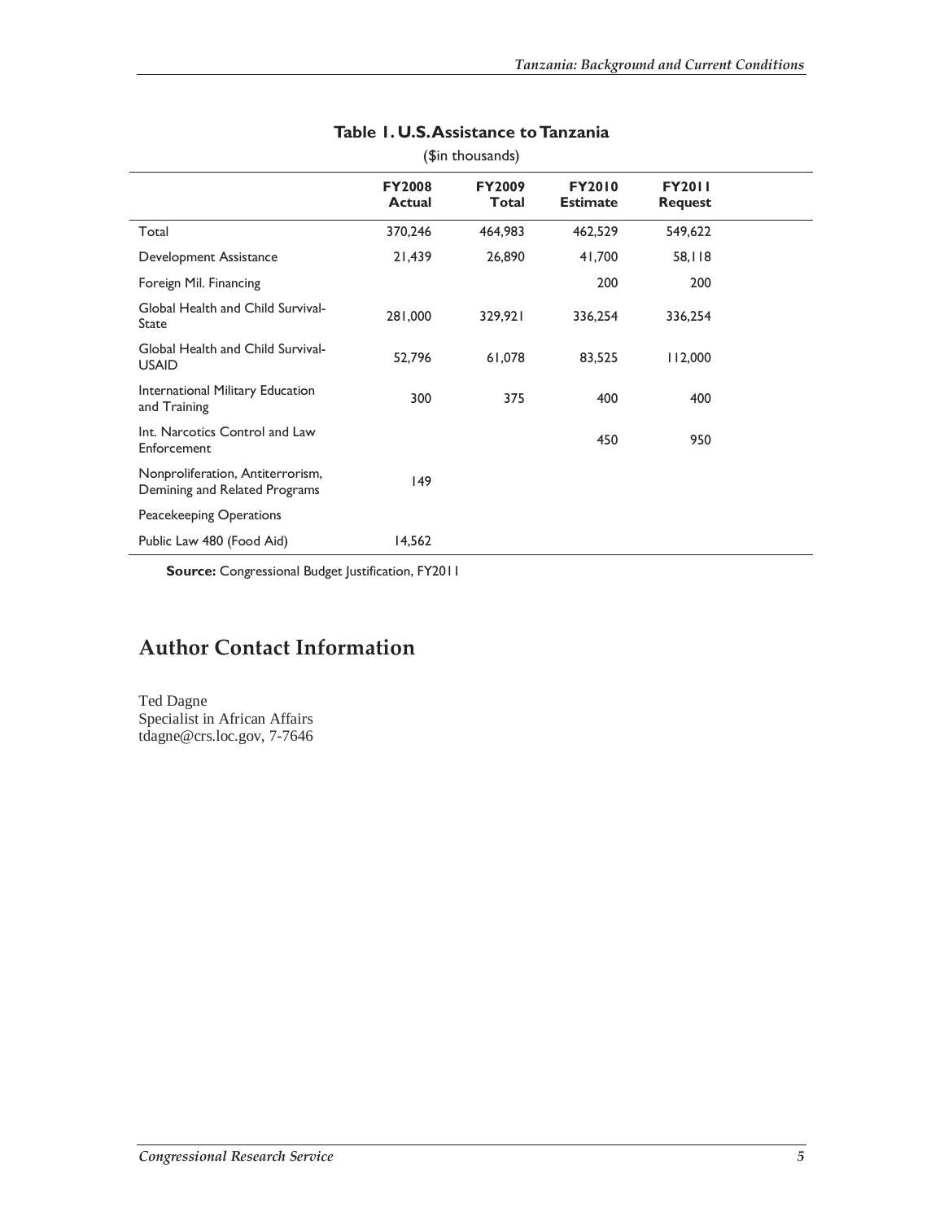**Table 1. U.S. Assistance to Tanzania**

($in thousands)

| | FY2008 Actual | FY2009 Total | FY2010 Estimate | FY2011 Request |
|---|---|---|---|---|
| Total | 370,246 | 464,983 | 462,529 | 549,622 |
| Development Assistance | 21,439 | 26,890 | 41,700 | 58,118 |
| Foreign Mil. Financing | | | 200 | 200 |
| Global Health and Child Survival-State | 281,000 | 329,921 | 336,254 | 336,254 |
| Global Health and Child Survival-USAID | 52,796 | 61,078 | 83,525 | 112,000 |
| International Military Education and Training | 300 | 375 | 400 | 400 |
| Int. Narcotics Control and Law Enforcement | | | 450 | 950 |
| Nonproliferation, Antiterrorism, Demining and Related Programs | 149 | | | |
| Peacekeeping Operations | | | | |
| Public Law 480 (Food Aid) | 14,562 | | | |

**Source:** Congressional Budget Justification, FY2011

## Author Contact Information

Ted Dagne
Specialist in African Affairs
tdagne@crs.loc.gov, 7-7646